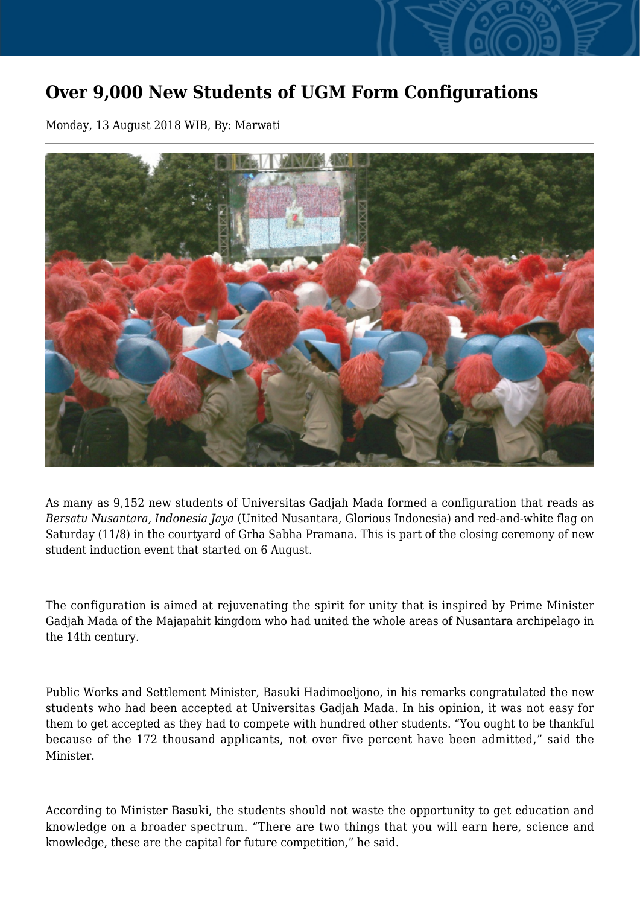# Over 9,000 New Students of UGM Form Configurations

Monday, 13 August 2018 WIB, By: Marwati

As many as 9,152 new students of Universitas Gadjah Mada formed a configuration that reads as *Bersatu Nusantara, Indonesia Jaya* (United Nusantara, Glorious Indonesia) and red-and-white flag on Saturday (11/8) in the courtyard of Grha Sabha Pramana. This is part of the closing ceremony of new student induction event that started on 6 August.

The configuration is aimed at rejuvenating the spirit for unity that is inspired by Prime Minister Gadjah Mada of the Majapahit kingdom who had united the whole areas of Nusantara archipelago in the 14th century.

Public Works and Settlement Minister, Basuki Hadimoeljono, in his remarks congratulated the new students who had been accepted at Universitas Gadjah Mada. In his opinion, it was not easy for them to get accepted as they had to compete with hundred other students. “You ought to be thankful because of the 172 thousand applicants, not over five percent have been admitted,” said the Minister.

According to Minister Basuki, the students should not waste the opportunity to get education and knowledge on a broader spectrum. “There are two things that you will earn here, science and knowledge, these are the capital for future competition,” he said.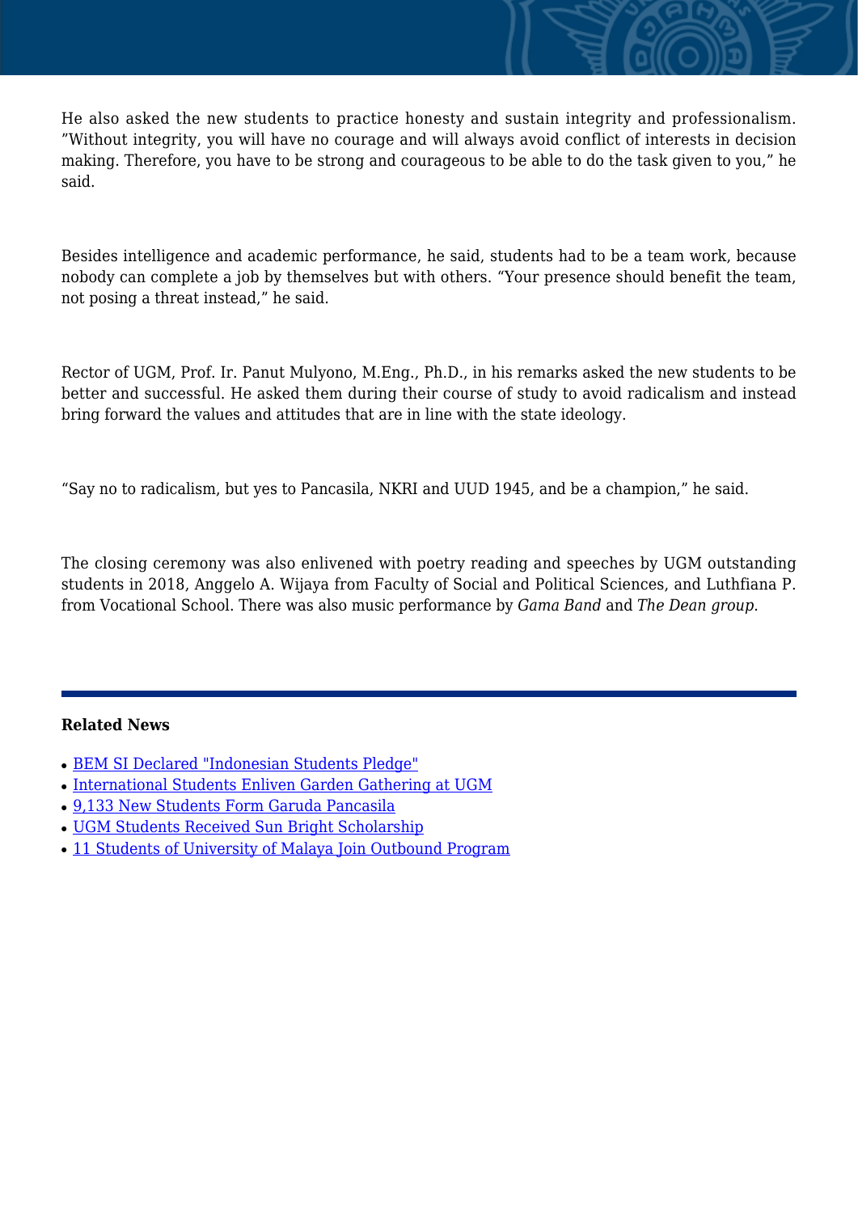He also asked the new students to practice honesty and sustain integrity and professionalism. ”Without integrity, you will have no courage and will always avoid conflict of interests in decision making. Therefore, you have to be strong and courageous to be able to do the task given to you,” he said.

Besides intelligence and academic performance, he said, students had to be a team work, because nobody can complete a job by themselves but with others. “Your presence should benefit the team, not posing a threat instead,” he said.

Rector of UGM, Prof. Ir. Panut Mulyono, M.Eng., Ph.D., in his remarks asked the new students to be better and successful. He asked them during their course of study to avoid radicalism and instead bring forward the values and attitudes that are in line with the state ideology.

“Say no to radicalism, but yes to Pancasila, NKRI and UUD 1945, and be a champion,” he said.

The closing ceremony was also enlivened with poetry reading and speeches by UGM outstanding students in 2018, Anggelo A. Wijaya from Faculty of Social and Political Sciences, and Luthfiana P. from Vocational School. There was also music performance by *Gama Band* and *The Dean group*.

---

**Related News**

- BEM SI Declared "Indonesian Students Pledge"
- International Students Enliven Garden Gathering at UGM
- 9,133 New Students Form Garuda Pancasila
- UGM Students Received Sun Bright Scholarship
- 11 Students of University of Malaya Join Outbound Program